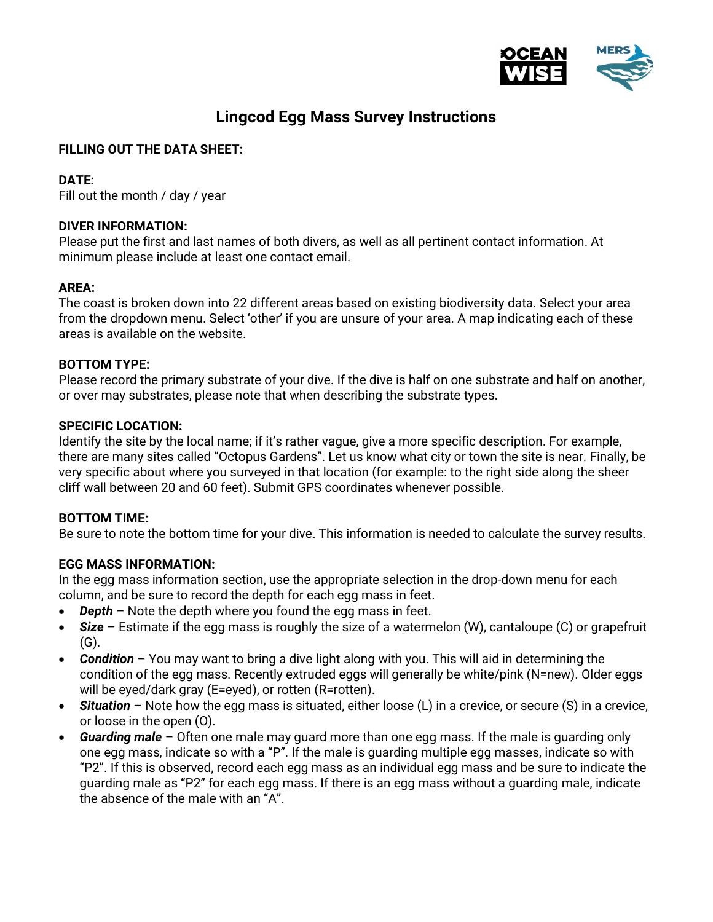# Lingcod Egg Mass Survey Instructions

**FILLING OUT THE DATA SHEET:**

**DATE:**
Fill out the month / day / year

**DIVER INFORMATION:**
Please put the first and last names of both divers, as well as all pertinent contact information. At minimum please include at least one contact email.

**AREA:**
The coast is broken down into 22 different areas based on existing biodiversity data. Select your area from the dropdown menu. Select 'other' if you are unsure of your area. A map indicating each of these areas is available on the website.

**BOTTOM TYPE:**
Please record the primary substrate of your dive. If the dive is half on one substrate and half on another, or over may substrates, please note that when describing the substrate types.

**SPECIFIC LOCATION:**
Identify the site by the local name; if it's rather vague, give a more specific description. For example, there are many sites called "Octopus Gardens". Let us know what city or town the site is near. Finally, be very specific about where you surveyed in that location (for example: to the right side along the sheer cliff wall between 20 and 60 feet). Submit GPS coordinates whenever possible.

**BOTTOM TIME:**
Be sure to note the bottom time for your dive. This information is needed to calculate the survey results.

**EGG MASS INFORMATION:**
In the egg mass information section, use the appropriate selection in the drop-down menu for each column, and be sure to record the depth for each egg mass in feet.

- ***Depth*** – Note the depth where you found the egg mass in feet.
- ***Size*** – Estimate if the egg mass is roughly the size of a watermelon (W), cantaloupe (C) or grapefruit (G).
- ***Condition*** – You may want to bring a dive light along with you. This will aid in determining the condition of the egg mass. Recently extruded eggs will generally be white/pink (N=new). Older eggs will be eyed/dark gray (E=eyed), or rotten (R=rotten).
- ***Situation*** – Note how the egg mass is situated, either loose (L) in a crevice, or secure (S) in a crevice, or loose in the open (O).
- ***Guarding male*** – Often one male may guard more than one egg mass. If the male is guarding only one egg mass, indicate so with a "P". If the male is guarding multiple egg masses, indicate so with "P2". If this is observed, record each egg mass as an individual egg mass and be sure to indicate the guarding male as "P2" for each egg mass. If there is an egg mass without a guarding male, indicate the absence of the male with an "A".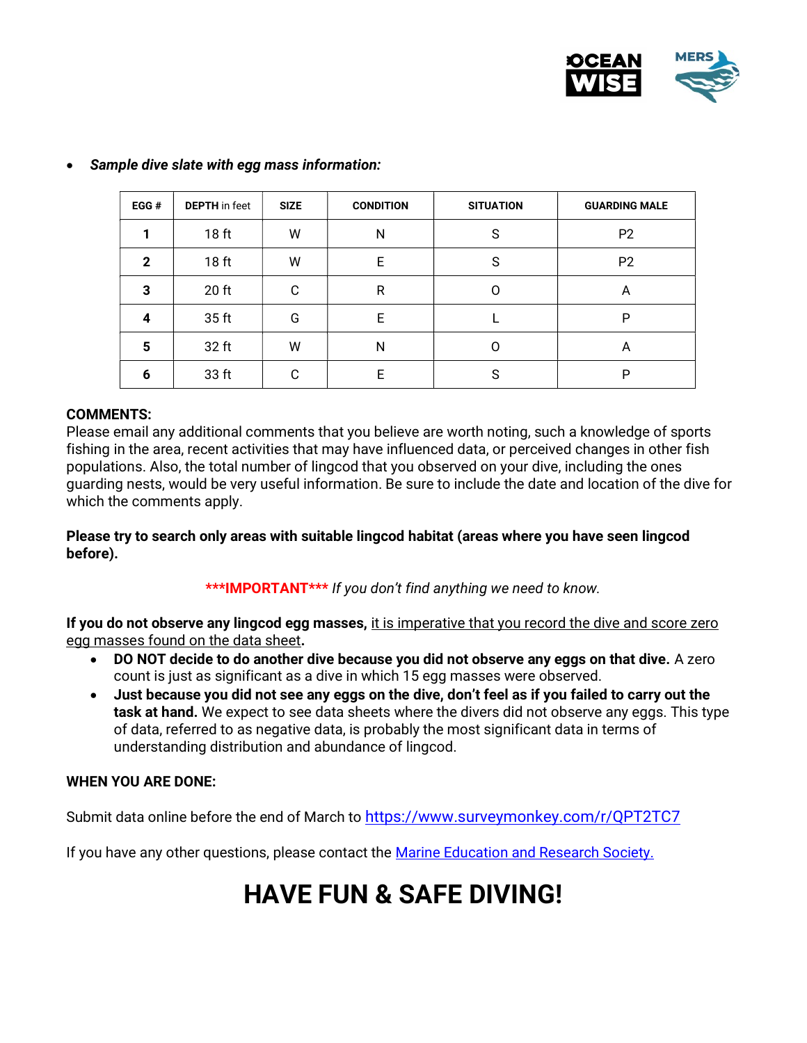- ***Sample dive slate with egg mass information:***

| **EGG #** | **DEPTH** in feet | **SIZE** | **CONDITION** | **SITUATION** | **GUARDING MALE** |
|---|---|---|---|---|---|
| **1** | 18 ft | W | N | S | P2 |
| **2** | 18 ft | W | E | S | P2 |
| **3** | 20 ft | C | R | O | A |
| **4** | 35 ft | G | E | L | P |
| **5** | 32 ft | W | N | O | A |
| **6** | 33 ft | C | E | S | P |

**COMMENTS:**
Please email any additional comments that you believe are worth noting, such a knowledge of sports fishing in the area, recent activities that may have influenced data, or perceived changes in other fish populations. Also, the total number of lingcod that you observed on your dive, including the ones guarding nests, would be very useful information. Be sure to include the date and location of the dive for which the comments apply.

**Please try to search only areas with suitable lingcod habitat (areas where you have seen lingcod before).**

**\*\*\*IMPORTANT\*\*\*** *If you don't find anything we need to know.*

**If you do not observe any lingcod egg masses,** it is imperative that you record the dive and score zero egg masses found on the data sheet**.**

- **DO NOT decide to do another dive because you did not observe any eggs on that dive.** A zero count is just as significant as a dive in which 15 egg masses were observed.
- **Just because you did not see any eggs on the dive, don't feel as if you failed to carry out the task at hand.** We expect to see data sheets where the divers did not observe any eggs. This type of data, referred to as negative data, is probably the most significant data in terms of understanding distribution and abundance of lingcod.

**WHEN YOU ARE DONE:**

Submit data online before the end of March to https://www.surveymonkey.com/r/QPT2TC7

If you have any other questions, please contact the Marine Education and Research Society.

# HAVE FUN & SAFE DIVING!